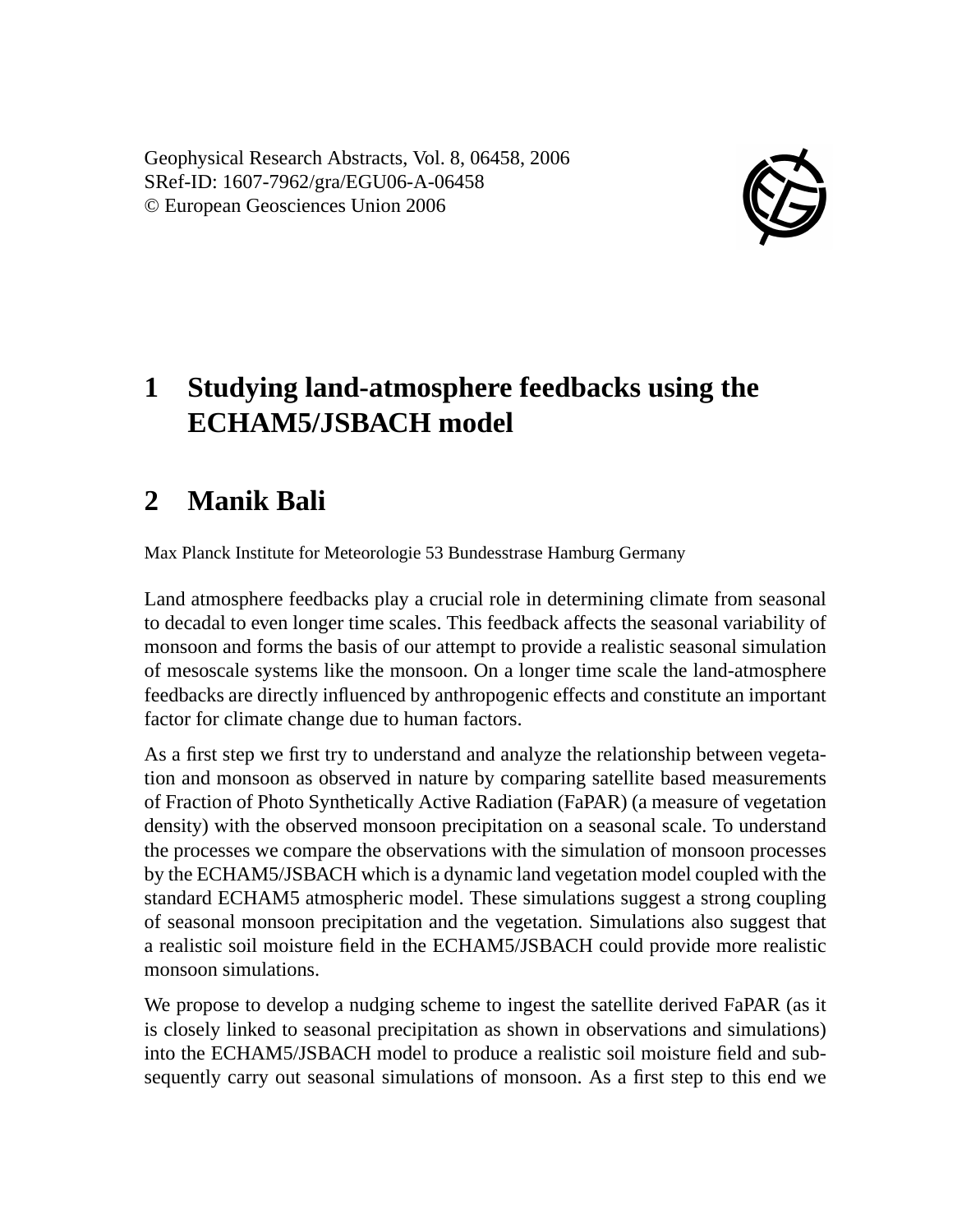Geophysical Research Abstracts, Vol. 8, 06458, 2006
SRef-ID: 1607-7962/gra/EGU06-A-06458
© European Geosciences Union 2006

# 1 Studying land-atmosphere feedbacks using the ECHAM5/JSBACH model

# 2 Manik Bali

Max Planck Institute for Meteorologie 53 Bundesstrase Hamburg Germany

Land atmosphere feedbacks play a crucial role in determining climate from seasonal to decadal to even longer time scales. This feedback affects the seasonal variability of monsoon and forms the basis of our attempt to provide a realistic seasonal simulation of mesoscale systems like the monsoon. On a longer time scale the land-atmosphere feedbacks are directly influenced by anthropogenic effects and constitute an important factor for climate change due to human factors.

As a first step we first try to understand and analyze the relationship between vegetation and monsoon as observed in nature by comparing satellite based measurements of Fraction of Photo Synthetically Active Radiation (FaPAR) (a measure of vegetation density) with the observed monsoon precipitation on a seasonal scale. To understand the processes we compare the observations with the simulation of monsoon processes by the ECHAM5/JSBACH which is a dynamic land vegetation model coupled with the standard ECHAM5 atmospheric model. These simulations suggest a strong coupling of seasonal monsoon precipitation and the vegetation. Simulations also suggest that a realistic soil moisture field in the ECHAM5/JSBACH could provide more realistic monsoon simulations.

We propose to develop a nudging scheme to ingest the satellite derived FaPAR (as it is closely linked to seasonal precipitation as shown in observations and simulations) into the ECHAM5/JSBACH model to produce a realistic soil moisture field and subsequently carry out seasonal simulations of monsoon. As a first step to this end we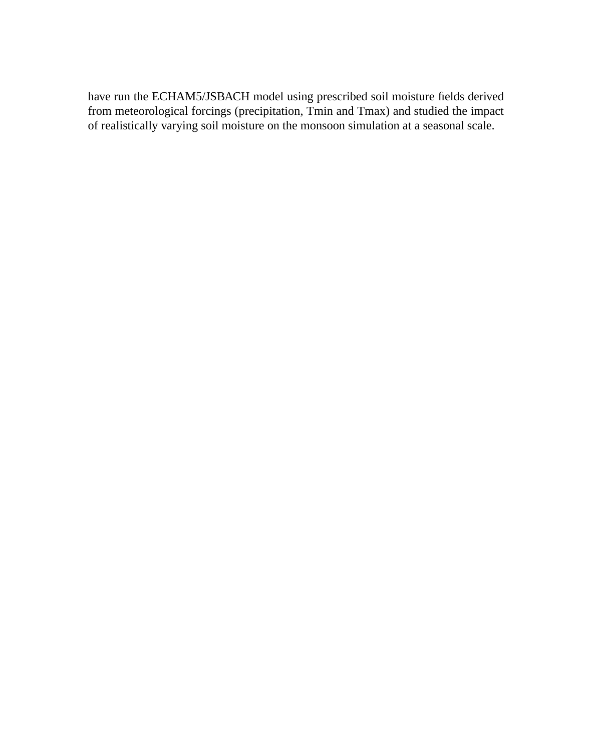have run the ECHAM5/JSBACH model using prescribed soil moisture fields derived from meteorological forcings (precipitation, Tmin and Tmax) and studied the impact of realistically varying soil moisture on the monsoon simulation at a seasonal scale.